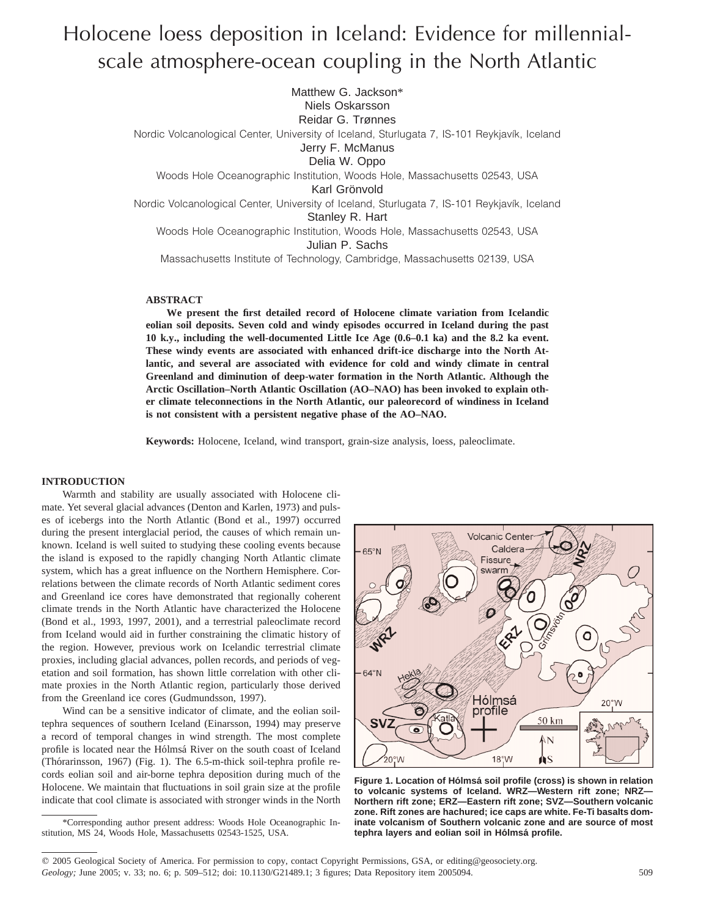# Holocene loess deposition in Iceland: Evidence for millennial-scale atmosphere-ocean coupling in the North Atlantic

Matthew G. Jackson*
Niels Oskarsson
Reidar G. Trønnes
Nordic Volcanological Center, University of Iceland, Sturlugata 7, IS-101 Reykjavík, Iceland
Jerry F. McManus
Delia W. Oppo
Woods Hole Oceanographic Institution, Woods Hole, Massachusetts 02543, USA
Karl Grönvold
Nordic Volcanological Center, University of Iceland, Sturlugata 7, IS-101 Reykjavík, Iceland
Stanley R. Hart
Woods Hole Oceanographic Institution, Woods Hole, Massachusetts 02543, USA
Julian P. Sachs
Massachusetts Institute of Technology, Cambridge, Massachusetts 02139, USA

## ABSTRACT

**We present the first detailed record of Holocene climate variation from Icelandic eolian soil deposits. Seven cold and windy episodes occurred in Iceland during the past 10 k.y., including the well-documented Little Ice Age (0.6–0.1 ka) and the 8.2 ka event. These windy events are associated with enhanced drift-ice discharge into the North Atlantic, and several are associated with evidence for cold and windy climate in central Greenland and diminution of deep-water formation in the North Atlantic. Although the Arctic Oscillation–North Atlantic Oscillation (AO–NAO) has been invoked to explain other climate teleconnections in the North Atlantic, our paleorecord of windiness in Iceland is not consistent with a persistent negative phase of the AO–NAO.**

**Keywords:** Holocene, Iceland, wind transport, grain-size analysis, loess, paleoclimate.

## INTRODUCTION

Warmth and stability are usually associated with Holocene climate. Yet several glacial advances (Denton and Karlen, 1973) and pulses of icebergs into the North Atlantic (Bond et al., 1997) occurred during the present interglacial period, the causes of which remain unknown. Iceland is well suited to studying these cooling events because the island is exposed to the rapidly changing North Atlantic climate system, which has a great influence on the Northern Hemisphere. Correlations between the climate records of North Atlantic sediment cores and Greenland ice cores have demonstrated that regionally coherent climate trends in the North Atlantic have characterized the Holocene (Bond et al., 1993, 1997, 2001), and a terrestrial paleoclimate record from Iceland would aid in further constraining the climatic history of the region. However, previous work on Icelandic terrestrial climate proxies, including glacial advances, pollen records, and periods of vegetation and soil formation, has shown little correlation with other climate proxies in the North Atlantic region, particularly those derived from the Greenland ice cores (Gudmundsson, 1997).

Wind can be a sensitive indicator of climate, and the eolian soil-tephra sequences of southern Iceland (Einarsson, 1994) may preserve a record of temporal changes in wind strength. The most complete profile is located near the Hólmsá River on the south coast of Iceland (Thórarinsson, 1967) (Fig. 1). The 6.5-m-thick soil-tephra profile records eolian soil and air-borne tephra deposition during much of the Holocene. We maintain that fluctuations in soil grain size at the profile indicate that cool climate is associated with stronger winds in the North

**Figure 1. Location of Hólmsá soil profile (cross) is shown in relation to volcanic systems of Iceland. WRZ—Western rift zone; NRZ—Northern rift zone; ERZ—Eastern rift zone; SVZ—Southern volcanic zone. Rift zones are hachured; ice caps are white. Fe-Ti basalts dominate volcanism of Southern volcanic zone and are source of most tephra layers and eolian soil in Hólmsá profile.**

*Corresponding author present address: Woods Hole Oceanographic Institution, MS 24, Woods Hole, Massachusetts 02543-1525, USA.

© 2005 Geological Society of America. For permission to copy, contact Copyright Permissions, GSA, or editing@geosociety.org.
*Geology;* June 2005; v. 33; no. 6; p. 509–512; doi: 10.1130/G21489.1; 3 figures; Data Repository item 2005094.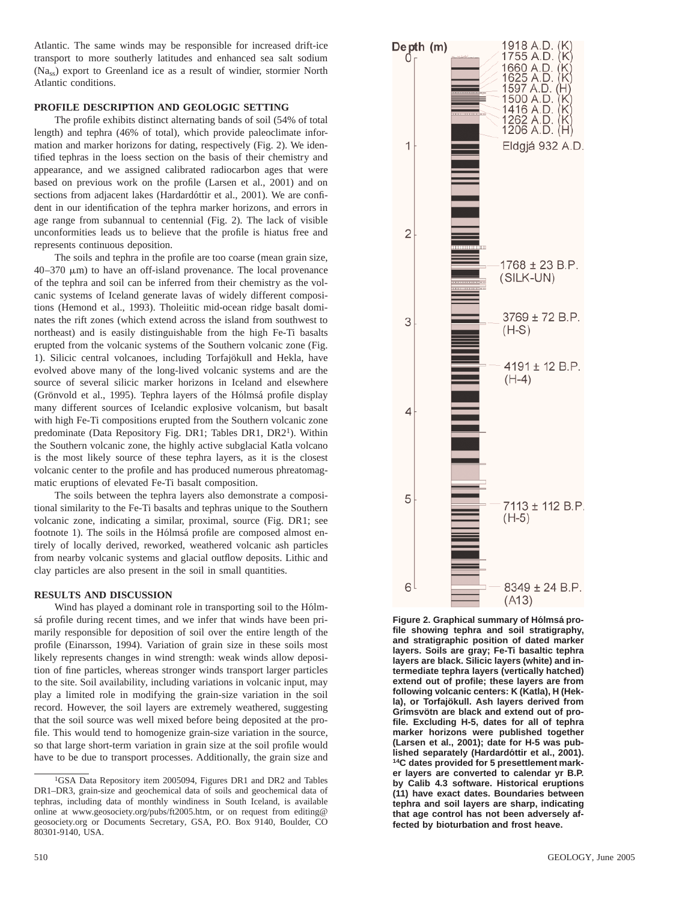Atlantic. The same winds may be responsible for increased drift-ice transport to more southerly latitudes and enhanced sea salt sodium ($Na_{ss}$) export to Greenland ice as a result of windier, stormier North Atlantic conditions.

## PROFILE DESCRIPTION AND GEOLOGIC SETTING

The profile exhibits distinct alternating bands of soil (54% of total length) and tephra (46% of total), which provide paleoclimate information and marker horizons for dating, respectively (Fig. 2). We identified tephras in the loess section on the basis of their chemistry and appearance, and we assigned calibrated radiocarbon ages that were based on previous work on the profile (Larsen et al., 2001) and on sections from adjacent lakes (Hardardóttir et al., 2001). We are confident in our identification of the tephra marker horizons, and errors in age range from subannual to centennial (Fig. 2). The lack of visible unconformities leads us to believe that the profile is hiatus free and represents continuous deposition.

The soils and tephra in the profile are too coarse (mean grain size, 40–370 μm) to have an off-island provenance. The local provenance of the tephra and soil can be inferred from their chemistry as the volcanic systems of Iceland generate lavas of widely different compositions (Hemond et al., 1993). Tholeiitic mid-ocean ridge basalt dominates the rift zones (which extend across the island from southwest to northeast) and is easily distinguishable from the high Fe-Ti basalts erupted from the volcanic systems of the Southern volcanic zone (Fig. 1). Silicic central volcanoes, including Torfajökull and Hekla, have evolved above many of the long-lived volcanic systems and are the source of several silicic marker horizons in Iceland and elsewhere (Grönvold et al., 1995). Tephra layers of the Hólmsá profile display many different sources of Icelandic explosive volcanism, but basalt with high Fe-Ti compositions erupted from the Southern volcanic zone predominate (Data Repository Fig. DR1; Tables DR1, DR2[1]). Within the Southern volcanic zone, the highly active subglacial Katla volcano is the most likely source of these tephra layers, as it is the closest volcanic center to the profile and has produced numerous phreatomagmatic eruptions of elevated Fe-Ti basalt composition.

The soils between the tephra layers also demonstrate a compositional similarity to the Fe-Ti basalts and tephras unique to the Southern volcanic zone, indicating a similar, proximal, source (Fig. DR1; see footnote 1). The soils in the Hólmsá profile are composed almost entirely of locally derived, reworked, weathered volcanic ash particles from nearby volcanic systems and glacial outflow deposits. Lithic and clay particles are also present in the soil in small quantities.

## RESULTS AND DISCUSSION

Wind has played a dominant role in transporting soil to the Hólmsá profile during recent times, and we infer that winds have been primarily responsible for deposition of soil over the entire length of the profile (Einarsson, 1994). Variation of grain size in these soils most likely represents changes in wind strength: weak winds allow deposition of fine particles, whereas stronger winds transport larger particles to the site. Soil availability, including variations in volcanic input, may play a limited role in modifying the grain-size variation in the soil record. However, the soil layers are extremely weathered, suggesting that the soil source was well mixed before being deposited at the profile. This would tend to homogenize grain-size variation in the source, so that large short-term variation in grain size at the soil profile would have to be due to transport processes. Additionally, the grain size and

Depth (m)
0
1
2
3
4
5
6
1918 A.D. (K)
1755 A.D. (K)
1660 A.D. (K)
1625 A.D. (K)
1597 A.D. (H)
1500 A.D. (K)
1416 A.D. (K)
1262 A.D. (K)
1206 A.D. (H)
Eldgjá 932 A.D.
1768 ± 23 B.P. (SILK-UN)
3769 ± 72 B.P. (H-S)
4191 ± 12 B.P. (H-4)
7113 ± 112 B.P. (H-5)
8349 ± 24 B.P. (A13)

**Figure 2. Graphical summary of Hólmsá profile showing tephra and soil stratigraphy, and stratigraphic position of dated marker layers. Soils are gray; Fe-Ti basaltic tephra layers are black. Silicic layers (white) and intermediate tephra layers (vertically hatched) extend out of profile; these layers are from following volcanic centers: K (Katla), H (Hekla), or Torfajökull. Ash layers derived from Grímsvötn are black and extend out of profile. Excluding H-5, dates for all of tephra marker horizons were published together (Larsen et al., 2001); date for H-5 was published separately (Hardardóttir et al., 2001). $^{14}C$ dates provided for 5 presettlement marker layers are converted to calendar yr B.P. by Calib 4.3 software. Historical eruptions (11) have exact dates. Boundaries between tephra and soil layers are sharp, indicating that age control has not been adversely affected by bioturbation and frost heave.**

[1]GSA Data Repository item 2005094, Figures DR1 and DR2 and Tables DR1–DR3, grain-size and geochemical data of soils and geochemical data of tephras, including data of monthly windiness in South Iceland, is available online at www.geosociety.org/pubs/ft2005.htm, or on request from editing@geosociety.org or Documents Secretary, GSA, P.O. Box 9140, Boulder, CO 80301-9140, USA.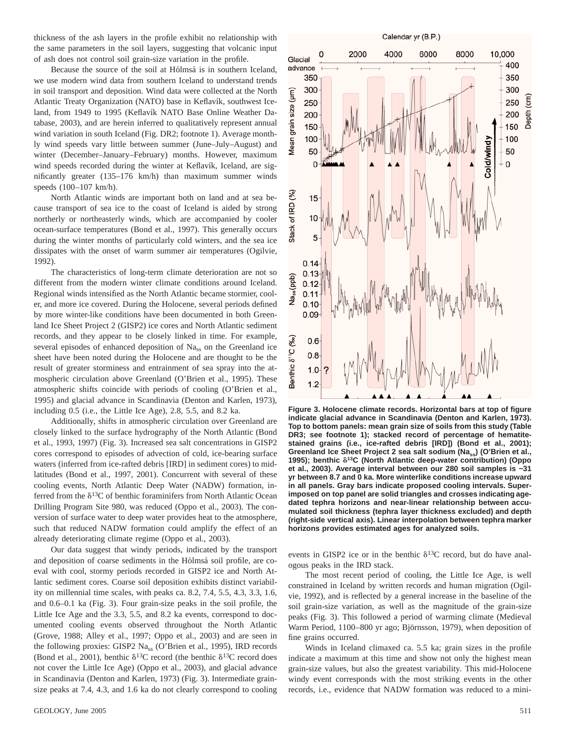thickness of the ash layers in the profile exhibit no relationship with the same parameters in the soil layers, suggesting that volcanic input of ash does not control soil grain-size variation in the profile.

Because the source of the soil at Hólmsá is in southern Iceland, we use modern wind data from southern Iceland to understand trends in soil transport and deposition. Wind data were collected at the North Atlantic Treaty Organization (NATO) base in Keflavík, southwest Iceland, from 1949 to 1995 (Keflavík NATO Base Online Weather Database, 2003), and are herein inferred to qualitatively represent annual wind variation in south Iceland (Fig. DR2; footnote 1). Average monthly wind speeds vary little between summer (June–July–August) and winter (December–January–February) months. However, maximum wind speeds recorded during the winter at Keflavík, Iceland, are significantly greater (135–176 km/h) than maximum summer winds speeds (100–107 km/h).

North Atlantic winds are important both on land and at sea because transport of sea ice to the coast of Iceland is aided by strong northerly or northeasterly winds, which are accompanied by cooler ocean-surface temperatures (Bond et al., 1997). This generally occurs during the winter months of particularly cold winters, and the sea ice dissipates with the onset of warm summer air temperatures (Ogilvie, 1992).

The characteristics of long-term climate deterioration are not so different from the modern winter climate conditions around Iceland. Regional winds intensified as the North Atlantic became stormier, cooler, and more ice covered. During the Holocene, several periods defined by more winter-like conditions have been documented in both Greenland Ice Sheet Project 2 (GISP2) ice cores and North Atlantic sediment records, and they appear to be closely linked in time. For example, several episodes of enhanced deposition of $Na_{ss}$ on the Greenland ice sheet have been noted during the Holocene and are thought to be the result of greater storminess and entrainment of sea spray into the atmospheric circulation above Greenland (O'Brien et al., 1995). These atmospheric shifts coincide with periods of cooling (O'Brien et al., 1995) and glacial advance in Scandinavia (Denton and Karlen, 1973), including 0.5 (i.e., the Little Ice Age), 2.8, 5.5, and 8.2 ka.

Additionally, shifts in atmospheric circulation over Greenland are closely linked to the surface hydrography of the North Atlantic (Bond et al., 1993, 1997) (Fig. 3). Increased sea salt concentrations in GISP2 cores correspond to episodes of advection of cold, ice-bearing surface waters (inferred from ice-rafted debris [IRD] in sediment cores) to mid-latitudes (Bond et al., 1997, 2001). Concurrent with several of these cooling events, North Atlantic Deep Water (NADW) formation, inferred from the $\delta^{13}C$ of benthic foraminifers from North Atlantic Ocean Drilling Program Site 980, was reduced (Oppo et al., 2003). The conversion of surface water to deep water provides heat to the atmosphere, such that reduced NADW formation could amplify the effect of an already deteriorating climate regime (Oppo et al., 2003).

Our data suggest that windy periods, indicated by the transport and deposition of coarse sediments in the Hólmsá soil profile, are coeval with cool, stormy periods recorded in GISP2 ice and North Atlantic sediment cores. Coarse soil deposition exhibits distinct variability on millennial time scales, with peaks ca. 8.2, 7.4, 5.5, 4.3, 3.3, 1.6, and 0.6–0.1 ka (Fig. 3). Four grain-size peaks in the soil profile, the Little Ice Age and the 3.3, 5.5, and 8.2 ka events, correspond to documented cooling events observed throughout the North Atlantic (Grove, 1988; Alley et al., 1997; Oppo et al., 2003) and are seen in the following proxies: GISP2 $Na_{ss}$ (O'Brien et al., 1995), IRD records (Bond et al., 2001), benthic $\delta^{13}C$ record (the benthic $\delta^{13}C$ record does not cover the Little Ice Age) (Oppo et al., 2003), and glacial advance in Scandinavia (Denton and Karlen, 1973) (Fig. 3). Intermediate grain-size peaks at 7.4, 4.3, and 1.6 ka do not clearly correspond to cooling events in GISP2 ice or in the benthic $\delta^{13}C$ record, but do have analogous peaks in the IRD stack.

**Figure 3. Holocene climate records. Horizontal bars at top of figure indicate glacial advance in Scandinavia (Denton and Karlen, 1973). Top to bottom panels: mean grain size of soils from this study (Table DR3; see footnote 1); stacked record of percentage of hematite-stained grains (i.e., ice-rafted debris [IRD]) (Bond et al., 2001); Greenland Ice Sheet Project 2 sea salt sodium ($Na_{ss}$) (O'Brien et al., 1995); benthic $\delta^{13}C$ (North Atlantic deep-water contribution) (Oppo et al., 2003). Average interval between our 280 soil samples is ~31 yr between 8.7 and 0 ka. More winterlike conditions increase upward in all panels. Gray bars indicate proposed cooling intervals. Superimposed on top panel are solid triangles and crosses indicating age-dated tephra horizons and near-linear relationship between accumulated soil thickness (tephra layer thickness excluded) and depth (right-side vertical axis). Linear interpolation between tephra marker horizons provides estimated ages for analyzed soils.**

The most recent period of cooling, the Little Ice Age, is well constrained in Iceland by written records and human migration (Ogilvie, 1992), and is reflected by a general increase in the baseline of the soil grain-size variation, as well as the magnitude of the grain-size peaks (Fig. 3). This followed a period of warming climate (Medieval Warm Period, 1100–800 yr ago; Björnsson, 1979), when deposition of fine grains occurred.

Winds in Iceland climaxed ca. 5.5 ka; grain sizes in the profile indicate a maximum at this time and show not only the highest mean grain-size values, but also the greatest variability. This mid-Holocene windy event corresponds with the most striking events in the other records, i.e., evidence that NADW formation was reduced to a mini-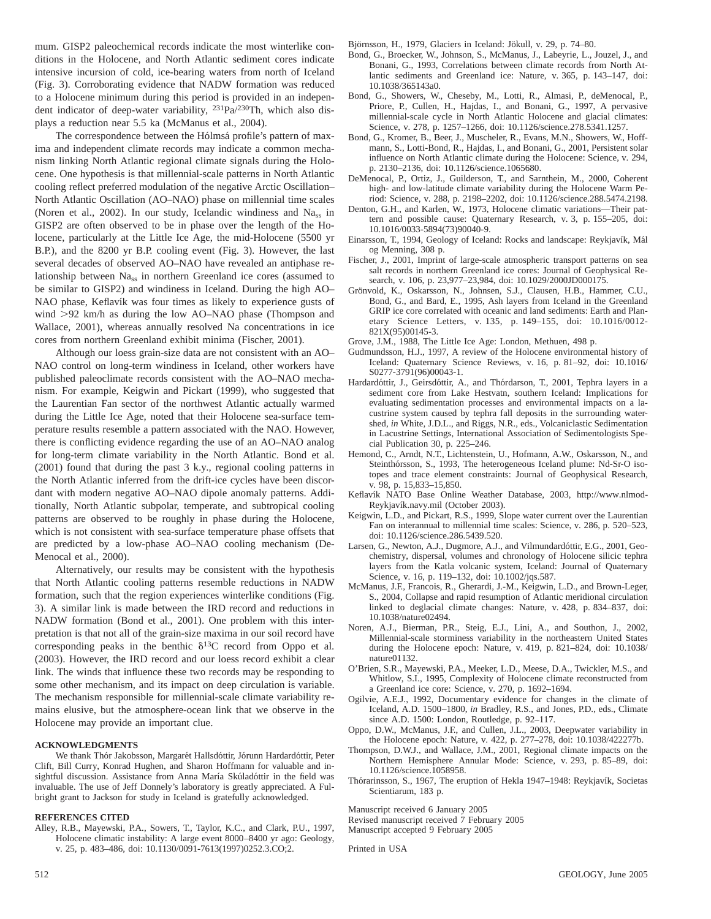mum. GISP2 paleochemical records indicate the most winterlike conditions in the Holocene, and North Atlantic sediment cores indicate intensive incursion of cold, ice-bearing waters from north of Iceland (Fig. 3). Corroborating evidence that NADW formation was reduced to a Holocene minimum during this period is provided in an independent indicator of deep-water variability, $^{231}Pa/^{230}Th$, which also displays a reduction near 5.5 ka (McManus et al., 2004).

The correspondence between the Hólmsá profile's pattern of maxima and independent climate records may indicate a common mechanism linking North Atlantic regional climate signals during the Holocene. One hypothesis is that millennial-scale patterns in North Atlantic cooling reflect preferred modulation of the negative Arctic Oscillation–North Atlantic Oscillation (AO–NAO) phase on millennial time scales (Noren et al., 2002). In our study, Icelandic windiness and $Na_{ss}$ in GISP2 are often observed to be in phase over the length of the Holocene, particularly at the Little Ice Age, the mid-Holocene (5500 yr B.P.), and the 8200 yr B.P. cooling event (Fig. 3). However, the last several decades of observed AO–NAO have revealed an antiphase relationship between $Na_{ss}$ in northern Greenland ice cores (assumed to be similar to GISP2) and windiness in Iceland. During the high AO–NAO phase, Keflavík was four times as likely to experience gusts of wind >92 km/h as during the low AO–NAO phase (Thompson and Wallace, 2001), whereas annually resolved Na concentrations in ice cores from northern Greenland exhibit minima (Fischer, 2001).

Although our loess grain-size data are not consistent with an AO–NAO control on long-term windiness in Iceland, other workers have published paleoclimate records consistent with the AO–NAO mechanism. For example, Keigwin and Pickart (1999), who suggested that the Laurentian Fan sector of the northwest Atlantic actually warmed during the Little Ice Age, noted that their Holocene sea-surface temperature results resemble a pattern associated with the NAO. However, there is conflicting evidence regarding the use of an AO–NAO analog for long-term climate variability in the North Atlantic. Bond et al. (2001) found that during the past 3 k.y., regional cooling patterns in the North Atlantic inferred from the drift-ice cycles have been discordant with modern negative AO–NAO dipole anomaly patterns. Additionally, North Atlantic subpolar, temperate, and subtropical cooling patterns are observed to be roughly in phase during the Holocene, which is not consistent with sea-surface temperature phase offsets that are predicted by a low-phase AO–NAO cooling mechanism (DeMenocal et al., 2000).

Alternatively, our results may be consistent with the hypothesis that North Atlantic cooling patterns resemble reductions in NADW formation, such that the region experiences winterlike conditions (Fig. 3). A similar link is made between the IRD record and reductions in NADW formation (Bond et al., 2001). One problem with this interpretation is that not all of the grain-size maxima in our soil record have corresponding peaks in the benthic $\delta^{13}C$ record from Oppo et al. (2003). However, the IRD record and our loess record exhibit a clear link. The winds that influence these two records may be responding to some other mechanism, and its impact on deep circulation is variable. The mechanism responsible for millennial-scale climate variability remains elusive, but the atmosphere-ocean link that we observe in the Holocene may provide an important clue.

## ACKNOWLEDGMENTS

We thank Thór Jakobsson, Margarét Hallsdóttir, Jórunn Hardardóttir, Peter Clift, Bill Curry, Konrad Hughen, and Sharon Hoffmann for valuable and insightful discussion. Assistance from Anna María Skúladóttir in the field was invaluable. The use of Jeff Donnely's laboratory is greatly appreciated. A Fulbright grant to Jackson for study in Iceland is gratefully acknowledged.

## REFERENCES CITED

Alley, R.B., Mayewski, P.A., Sowers, T., Taylor, K.C., and Clark, P.U., 1997, Holocene climatic instability: A large event 8000–8400 yr ago: Geology, v. 25, p. 483–486, doi: 10.1130/0091-7613(1997)0252.3.CO;2.

Björnsson, H., 1979, Glaciers in Iceland: Jökull, v. 29, p. 74–80.

Bond, G., Broecker, W., Johnson, S., McManus, J., Labeyrie, L., Jouzel, J., and Bonani, G., 1993, Correlations between climate records from North Atlantic sediments and Greenland ice: Nature, v. 365, p. 143–147, doi: 10.1038/365143a0.

Bond, G., Showers, W., Cheseby, M., Lotti, R., Almasi, P., deMenocal, P., Priore, P., Cullen, H., Hajdas, I., and Bonani, G., 1997, A pervasive millennial-scale cycle in North Atlantic Holocene and glacial climates: Science, v. 278, p. 1257–1266, doi: 10.1126/science.278.5341.1257.

Bond, G., Kromer, B., Beer, J., Muscheler, R., Evans, M.N., Showers, W., Hoffmann, S., Lotti-Bond, R., Hajdas, I., and Bonani, G., 2001, Persistent solar influence on North Atlantic climate during the Holocene: Science, v. 294, p. 2130–2136, doi: 10.1126/science.1065680.

DeMenocal, P., Ortiz, J., Guilderson, T., and Sarnthein, M., 2000, Coherent high- and low-latitude climate variability during the Holocene Warm Period: Science, v. 288, p. 2198–2202, doi: 10.1126/science.288.5474.2198.

Denton, G.H., and Karlen, W., 1973, Holocene climatic variations—Their pattern and possible cause: Quaternary Research, v. 3, p. 155–205, doi: 10.1016/0033-5894(73)90040-9.

Einarsson, T., 1994, Geology of Iceland: Rocks and landscape: Reykjavík, Mál og Menning, 308 p.

Fischer, J., 2001, Imprint of large-scale atmospheric transport patterns on sea salt records in northern Greenland ice cores: Journal of Geophysical Research, v. 106, p. 23,977–23,984, doi: 10.1029/2000JD000175.

Grönvold, K., Oskarsson, N., Johnsen, S.J., Clausen, H.B., Hammer, C.U., Bond, G., and Bard, E., 1995, Ash layers from Iceland in the Greenland GRIP ice core correlated with oceanic and land sediments: Earth and Planetary Science Letters, v. 135, p. 149–155, doi: 10.1016/0012-821X(95)00145-3.

Grove, J.M., 1988, The Little Ice Age: London, Methuen, 498 p.

Gudmundsson, H.J., 1997, A review of the Holocene environmental history of Iceland: Quaternary Science Reviews, v. 16, p. 81–92, doi: 10.1016/S0277-3791(96)00043-1.

Hardardóttir, J., Geirsdóttir, A., and Thórdarson, T., 2001, Tephra layers in a sediment core from Lake Hestvatn, southern Iceland: Implications for evaluating sedimentation processes and environmental impacts on a lacustrine system caused by tephra fall deposits in the surrounding watershed, *in* White, J.D.L., and Riggs, N.R., eds., Volcaniclastic Sedimentation in Lacustrine Settings, International Association of Sedimentologists Special Publication 30, p. 225–246.

Hemond, C., Arndt, N.T., Lichtenstein, U., Hofmann, A.W., Oskarsson, N., and Steinthórsson, S., 1993, The heterogeneous Iceland plume: Nd-Sr-O isotopes and trace element constraints: Journal of Geophysical Research, v. 98, p. 15,833–15,850.

Keflavík NATO Base Online Weather Database, 2003, http://www.nlmod-Reykjavík.navy.mil (October 2003).

Keigwin, L.D., and Pickart, R.S., 1999, Slope water current over the Laurentian Fan on interannual to millennial time scales: Science, v. 286, p. 520–523, doi: 10.1126/science.286.5439.520.

Larsen, G., Newton, A.J., Dugmore, A.J., and Vilmundardóttir, E.G., 2001, Geochemistry, dispersal, volumes and chronology of Holocene silicic tephra layers from the Katla volcanic system, Iceland: Journal of Quaternary Science, v. 16, p. 119–132, doi: 10.1002/jqs.587.

McManus, J.F., Francois, R., Gherardi, J.-M., Keigwin, L.D., and Brown-Leger, S., 2004, Collapse and rapid resumption of Atlantic meridional circulation linked to deglacial climate changes: Nature, v. 428, p. 834–837, doi: 10.1038/nature02494.

Noren, A.J., Bierman, P.R., Steig, E.J., Lini, A., and Southon, J., 2002, Millennial-scale storminess variability in the northeastern United States during the Holocene epoch: Nature, v. 419, p. 821–824, doi: 10.1038/nature01132.

O'Brien, S.R., Mayewski, P.A., Meeker, L.D., Meese, D.A., Twickler, M.S., and Whitlow, S.I., 1995, Complexity of Holocene climate reconstructed from a Greenland ice core: Science, v. 270, p. 1692–1694.

Ogilvie, A.E.J., 1992, Documentary evidence for changes in the climate of Iceland, A.D. 1500–1800, *in* Bradley, R.S., and Jones, P.D., eds., Climate since A.D. 1500: London, Routledge, p. 92–117.

Oppo, D.W., McManus, J.F., and Cullen, J.L., 2003, Deepwater variability in the Holocene epoch: Nature, v. 422, p. 277–278, doi: 10.1038/422277b.

Thompson, D.W.J., and Wallace, J.M., 2001, Regional climate impacts on the Northern Hemisphere Annular Mode: Science, v. 293, p. 85–89, doi: 10.1126/science.1058958.

Thórarinsson, S., 1967, The eruption of Hekla 1947–1948: Reykjavík, Societas Scientiarum, 183 p.

Manuscript received 6 January 2005
Revised manuscript received 7 February 2005
Manuscript accepted 9 February 2005

Printed in USA